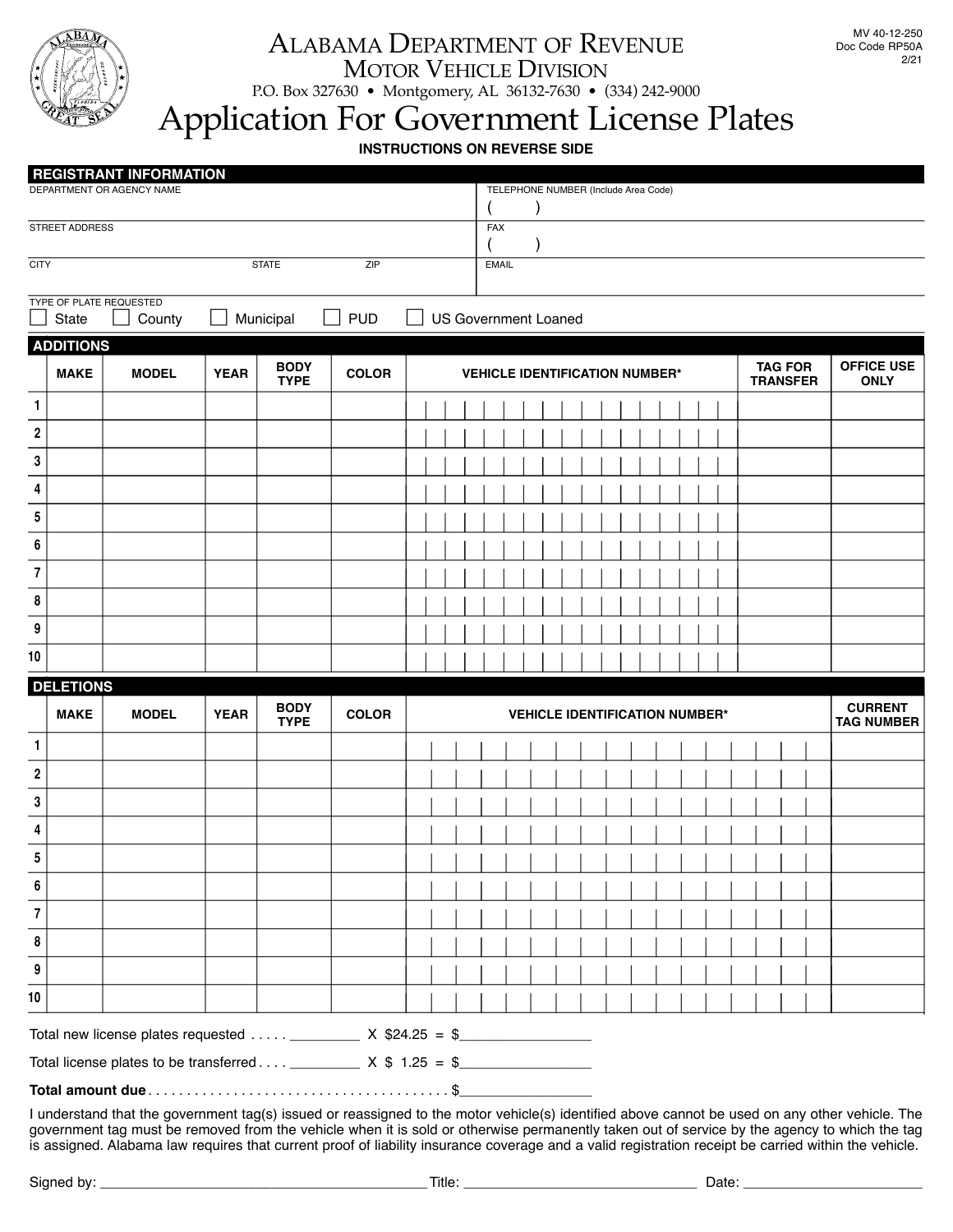MV 40-12-250
Doc Code RP50A
2/21

# Alabama Department of Revenue

## Motor Vehicle Division

P.O. Box 327630 • Montgomery, AL 36132-7630 • (334) 242-9000

# Application For Government License Plates

**INSTRUCTIONS ON REVERSE SIDE**

## REGISTRANT INFORMATION

| DEPARTMENT OR AGENCY NAME | | | TELEPHONE NUMBER (Include Area Code) ( ) |
|---|---|---|---|
| STREET ADDRESS | | | FAX ( ) |
| CITY | STATE | ZIP | EMAIL |

TYPE OF PLATE REQUESTED

☐ State ☐ County ☐ Municipal ☐ PUD ☐ US Government Loaned

## ADDITIONS

| | MAKE | MODEL | YEAR | BODY TYPE | COLOR | VEHICLE IDENTIFICATION NUMBER* | TAG FOR TRANSFER | OFFICE USE ONLY |
|---|---|---|---|---|---|---|---|---|
| 1 | | | | | | | | |
| 2 | | | | | | | | |
| 3 | | | | | | | | |
| 4 | | | | | | | | |
| 5 | | | | | | | | |
| 6 | | | | | | | | |
| 7 | | | | | | | | |
| 8 | | | | | | | | |
| 9 | | | | | | | | |
| 10 | | | | | | | | |

## DELETIONS

| | MAKE | MODEL | YEAR | BODY TYPE | COLOR | VEHICLE IDENTIFICATION NUMBER* | CURRENT TAG NUMBER |
|---|---|---|---|---|---|---|---|
| 1 | | | | | | | |
| 2 | | | | | | | |
| 3 | | | | | | | |
| 4 | | | | | | | |
| 5 | | | | | | | |
| 6 | | | | | | | |
| 7 | | | | | | | |
| 8 | | | | | | | |
| 9 | | | | | | | |
| 10 | | | | | | | |

Total new license plates requested . . . . . _________ X $24.25 = $________________

Total license plates to be transferred . . . . _________ X $ 1.25 = $________________

**Total amount due** . . . . . . . . . . . . . . . . . . . . . . . . . . . . . . . . . . . . . . $________________

I understand that the government tag(s) issued or reassigned to the motor vehicle(s) identified above cannot be used on any other vehicle. The government tag must be removed from the vehicle when it is sold or otherwise permanently taken out of service by the agency to which the tag is assigned. Alabama law requires that current proof of liability insurance coverage and a valid registration receipt be carried within the vehicle.

Signed by: __________________________________________ Title: ______________________________ Date: ________________________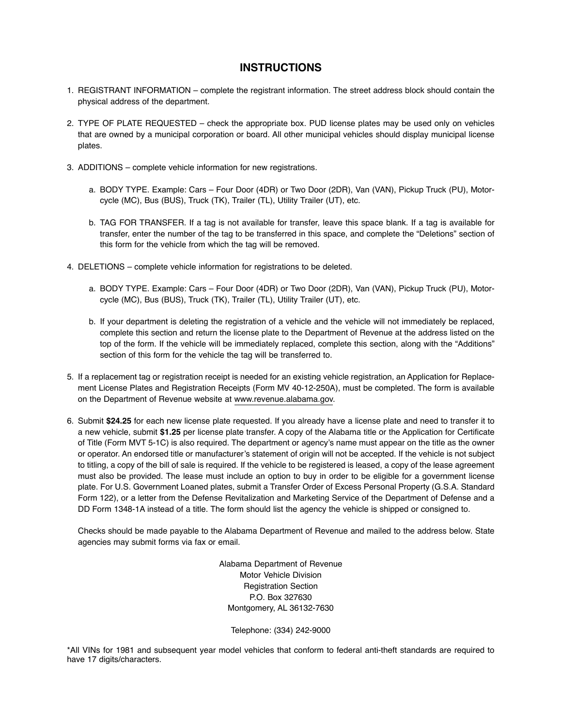# INSTRUCTIONS

1. REGISTRANT INFORMATION – complete the registrant information. The street address block should contain the physical address of the department.

2. TYPE OF PLATE REQUESTED – check the appropriate box. PUD license plates may be used only on vehicles that are owned by a municipal corporation or board. All other municipal vehicles should display municipal license plates.

3. ADDITIONS – complete vehicle information for new registrations.

   a. BODY TYPE. Example: Cars – Four Door (4DR) or Two Door (2DR), Van (VAN), Pickup Truck (PU), Motorcycle (MC), Bus (BUS), Truck (TK), Trailer (TL), Utility Trailer (UT), etc.

   b. TAG FOR TRANSFER. If a tag is not available for transfer, leave this space blank. If a tag is available for transfer, enter the number of the tag to be transferred in this space, and complete the "Deletions" section of this form for the vehicle from which the tag will be removed.

4. DELETIONS – complete vehicle information for registrations to be deleted.

   a. BODY TYPE. Example: Cars – Four Door (4DR) or Two Door (2DR), Van (VAN), Pickup Truck (PU), Motorcycle (MC), Bus (BUS), Truck (TK), Trailer (TL), Utility Trailer (UT), etc.

   b. If your department is deleting the registration of a vehicle and the vehicle will not immediately be replaced, complete this section and return the license plate to the Department of Revenue at the address listed on the top of the form. If the vehicle will be immediately replaced, complete this section, along with the "Additions" section of this form for the vehicle the tag will be transferred to.

5. If a replacement tag or registration receipt is needed for an existing vehicle registration, an Application for Replacement License Plates and Registration Receipts (Form MV 40-12-250A), must be completed. The form is available on the Department of Revenue website at www.revenue.alabama.gov.

6. Submit **$24.25** for each new license plate requested. If you already have a license plate and need to transfer it to a new vehicle, submit **$1.25** per license plate transfer. A copy of the Alabama title or the Application for Certificate of Title (Form MVT 5-1C) is also required. The department or agency's name must appear on the title as the owner or operator. An endorsed title or manufacturer's statement of origin will not be accepted. If the vehicle is not subject to titling, a copy of the bill of sale is required. If the vehicle to be registered is leased, a copy of the lease agreement must also be provided. The lease must include an option to buy in order to be eligible for a government license plate. For U.S. Government Loaned plates, submit a Transfer Order of Excess Personal Property (G.S.A. Standard Form 122), or a letter from the Defense Revitalization and Marketing Service of the Department of Defense and a DD Form 1348-1A instead of a title. The form should list the agency the vehicle is shipped or consigned to.

   Checks should be made payable to the Alabama Department of Revenue and mailed to the address below. State agencies may submit forms via fax or email.

Alabama Department of Revenue
Motor Vehicle Division
Registration Section
P.O. Box 327630
Montgomery, AL 36132-7630

Telephone: (334) 242-9000

*All VINs for 1981 and subsequent year model vehicles that conform to federal anti-theft standards are required to have 17 digits/characters.